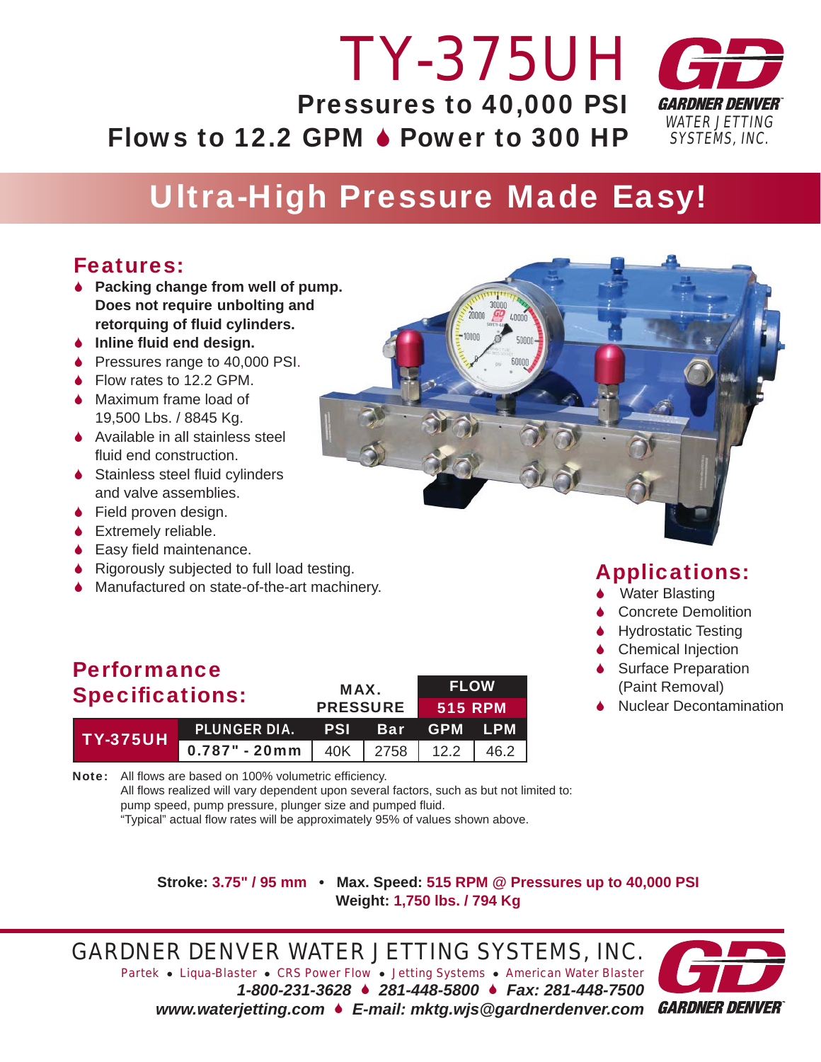# TY-375UH

**Pressures to 40,000 PSI**

**Flows to 12.2 GPM ♦ Power to 300 HP**

GARDNER DENVER WATER JETTING SYSTEMS, INC.

## Ultra-High Pressure Made Easy!

## Features:

- **Packing change from well of pump. Does not require unbolting and retorquing of fluid cylinders.**
- **Inline fluid end design.**
- Pressures range to 40,000 PSI.
- Flow rates to 12.2 GPM.
- Maximum frame load of 19,500 Lbs. / 8845 Kg.
- Available in all stainless steel fluid end construction.
- Stainless steel fluid cylinders and valve assemblies.
- Field proven design.
- Extremely reliable.
- Easy field maintenance.
- Rigorously subjected to full load testing.
- Manufactured on state-of-the-art machinery.

## Applications:

- Water Blasting
- Concrete Demolition
- Hydrostatic Testing
- Chemical Injection
- Surface Preparation (Paint Removal)
- Nuclear Decontamination

## Performance Specifications:

| | | MAX. PRESSURE | | FLOW 515 RPM | |
|---|---|---|---|---|---|
| | PLUNGER DIA. | PSI | Bar | GPM | LPM |
| TY-375UH | 0.787" - 20mm | 40K | 2758 | 12.2 | 46.2 |

**Note:** All flows are based on 100% volumetric efficiency.
All flows realized will vary dependent upon several factors, such as but not limited to: pump speed, pump pressure, plunger size and pumped fluid.
"Typical" actual flow rates will be approximately 95% of values shown above.

**Stroke: 3.75" / 95 mm • Max. Speed: 515 RPM @ Pressures up to 40,000 PSI**
**Weight: 1,750 lbs. / 794 Kg**

GARDNER DENVER WATER JETTING SYSTEMS, INC.

Partek • Liqua-Blaster • CRS Power Flow • Jetting Systems • American Water Blaster

*1-800-231-3628 ♦ 281-448-5800 ♦ Fax: 281-448-7500*

*www.waterjetting.com ♦ E-mail: mktg.wjs@gardnerdenver.com*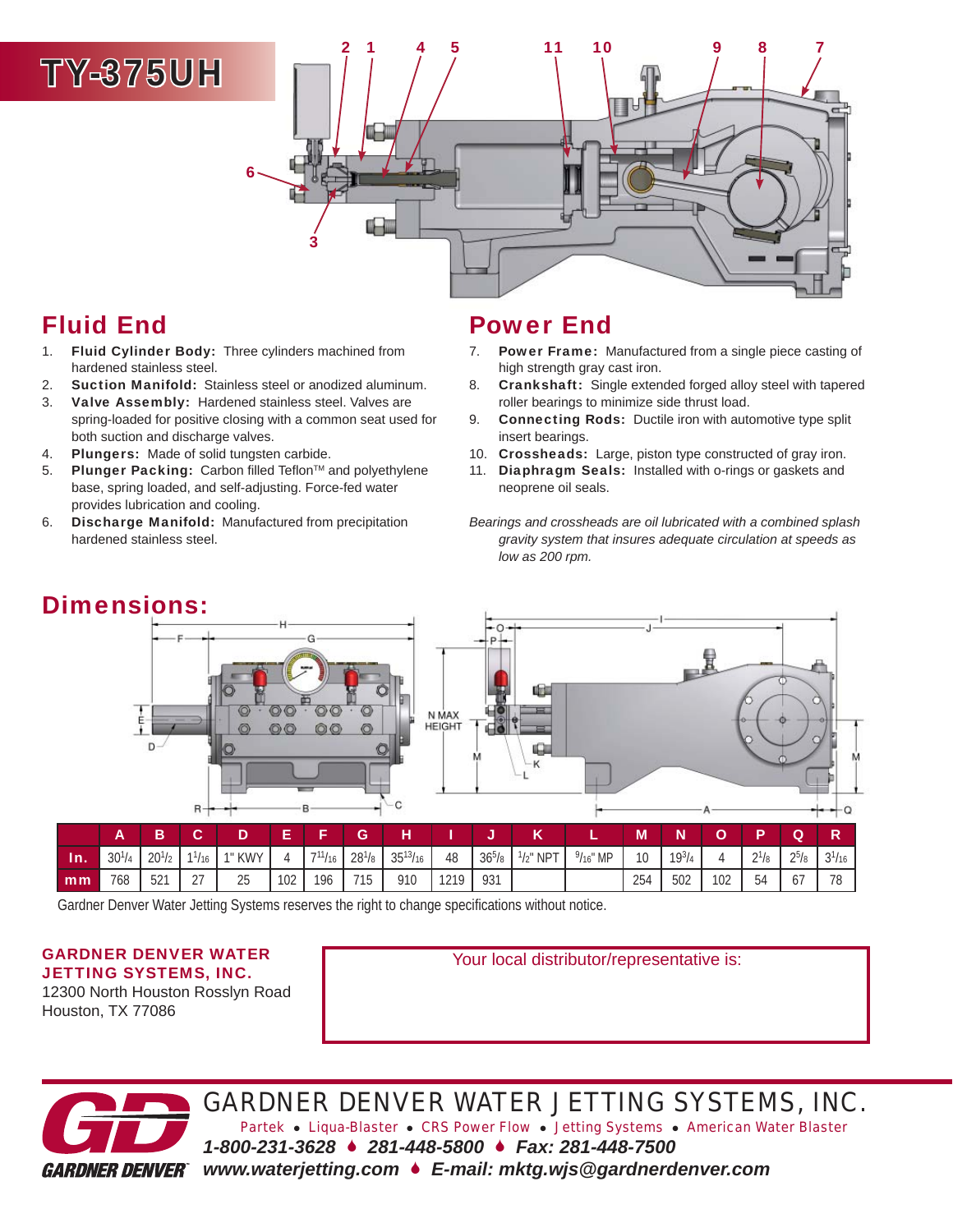# TY-375UH

## Fluid End

1. **Fluid Cylinder Body:** Three cylinders machined from hardened stainless steel.
2. **Suction Manifold:** Stainless steel or anodized aluminum.
3. **Valve Assembly:** Hardened stainless steel. Valves are spring-loaded for positive closing with a common seat used for both suction and discharge valves.
4. **Plungers:** Made of solid tungsten carbide.
5. **Plunger Packing:** Carbon filled Teflon™ and polyethylene base, spring loaded, and self-adjusting. Force-fed water provides lubrication and cooling.
6. **Discharge Manifold:** Manufactured from precipitation hardened stainless steel.

## Power End

7. **Power Frame:** Manufactured from a single piece casting of high strength gray cast iron.
8. **Crankshaft:** Single extended forged alloy steel with tapered roller bearings to minimize side thrust load.
9. **Connecting Rods:** Ductile iron with automotive type split insert bearings.
10. **Crossheads:** Large, piston type constructed of gray iron.
11. **Diaphragm Seals:** Installed with o-rings or gaskets and neoprene oil seals.

*Bearings and crossheads are oil lubricated with a combined splash gravity system that insures adequate circulation at speeds as low as 200 rpm.*

## Dimensions:

N MAX HEIGHT

| | A | B | C | D | E | F | G | H | I | J | K | L | M | N | O | P | Q | R |
|---|---|---|---|---|---|---|---|---|---|---|---|---|---|---|---|---|---|---|
| In. | 30 1/4 | 20 1/2 | 1 1/16 | 1" KWY | 4 | 7 11/16 | 28 1/8 | 35 13/16 | 48 | 36 5/8 | 1/2" NPT | 9/16" MP | 10 | 19 3/4 | 4 | 2 1/8 | 2 5/8 | 3 1/16 |
| mm | 768 | 521 | 27 | 25 | 102 | 196 | 715 | 910 | 1219 | 931 | | | 254 | 502 | 102 | 54 | 67 | 78 |

Gardner Denver Water Jetting Systems reserves the right to change specifications without notice.

**GARDNER DENVER WATER JETTING SYSTEMS, INC.**
12300 North Houston Rosslyn Road
Houston, TX 77086

Your local distributor/representative is:

GARDNER DENVER WATER JETTING SYSTEMS, INC.
Partek • Liqua-Blaster • CRS Power Flow • Jetting Systems • American Water Blaster
*1-800-231-3628 • 281-448-5800 • Fax: 281-448-7500*
*www.waterjetting.com • E-mail: mktg.wjs@gardnerdenver.com*

GARDNER DENVER